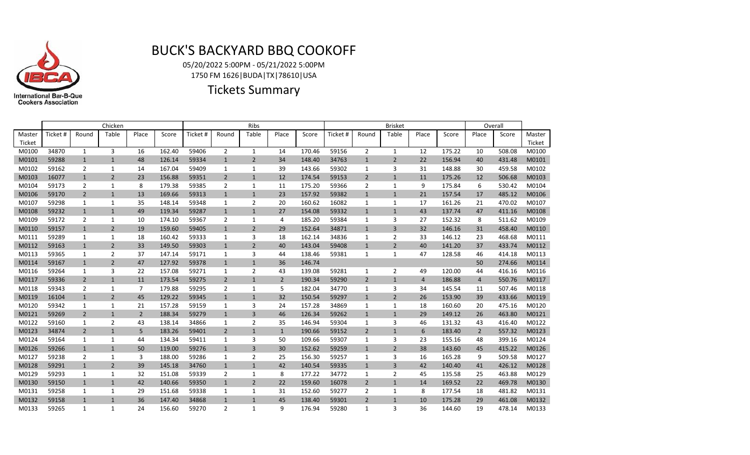# BUCK'S BACKYARD BBQ COOKOFF

05/20/2022 5:00PM - 05/21/2022 5:00PM

1750 FM 1626|BUDA|TX|78610|USA

## Tickets Summary

| | Chicken | | | | | Ribs | | | | | Brisket | | | | | Overall | | |
|---|---|---|---|---|---|---|---|---|---|---|---|---|---|---|---|---|---|---|
| Master Ticket | Ticket # | Round | Table | Place | Score | Ticket # | Round | Table | Place | Score | Ticket # | Round | Table | Place | Score | Place | Score | Master Ticket |
| M0100 | 34870 | 1 | 3 | 16 | 162.40 | 59406 | 2 | 1 | 14 | 170.46 | 59156 | 2 | 1 | 12 | 175.22 | 10 | 508.08 | M0100 |
| M0101 | 59288 | 1 | 1 | 48 | 126.14 | 59334 | 1 | 2 | 34 | 148.40 | 34763 | 1 | 2 | 22 | 156.94 | 40 | 431.48 | M0101 |
| M0102 | 59162 | 2 | 1 | 14 | 167.04 | 59409 | 1 | 1 | 39 | 143.66 | 59302 | 1 | 3 | 31 | 148.88 | 30 | 459.58 | M0102 |
| M0103 | 16077 | 1 | 2 | 23 | 156.88 | 59351 | 2 | 1 | 12 | 174.54 | 59153 | 2 | 1 | 11 | 175.26 | 12 | 506.68 | M0103 |
| M0104 | 59173 | 2 | 1 | 8 | 179.38 | 59385 | 2 | 1 | 11 | 175.20 | 59366 | 2 | 1 | 9 | 175.84 | 6 | 530.42 | M0104 |
| M0106 | 59170 | 2 | 1 | 13 | 169.66 | 59313 | 1 | 1 | 23 | 157.92 | 59382 | 1 | 1 | 21 | 157.54 | 17 | 485.12 | M0106 |
| M0107 | 59298 | 1 | 1 | 35 | 148.14 | 59348 | 1 | 2 | 20 | 160.62 | 16082 | 1 | 1 | 17 | 161.26 | 21 | 470.02 | M0107 |
| M0108 | 59232 | 1 | 1 | 49 | 119.34 | 59287 | 1 | 1 | 27 | 154.08 | 59332 | 1 | 1 | 43 | 137.74 | 47 | 411.16 | M0108 |
| M0109 | 59172 | 2 | 1 | 10 | 174.10 | 59367 | 2 | 1 | 4 | 185.20 | 59384 | 1 | 3 | 27 | 152.32 | 8 | 511.62 | M0109 |
| M0110 | 59157 | 1 | 2 | 19 | 159.60 | 59405 | 1 | 2 | 29 | 152.64 | 34871 | 1 | 3 | 32 | 146.16 | 31 | 458.40 | M0110 |
| M0111 | 59289 | 1 | 1 | 18 | 160.42 | 59333 | 1 | 3 | 18 | 162.14 | 34836 | 1 | 2 | 33 | 146.12 | 23 | 468.68 | M0111 |
| M0112 | 59163 | 1 | 2 | 33 | 149.50 | 59303 | 1 | 2 | 40 | 143.04 | 59408 | 1 | 2 | 40 | 141.20 | 37 | 433.74 | M0112 |
| M0113 | 59365 | 1 | 2 | 37 | 147.14 | 59171 | 1 | 3 | 44 | 138.46 | 59381 | 1 | 1 | 47 | 128.58 | 46 | 414.18 | M0113 |
| M0114 | 59167 | 1 | 2 | 47 | 127.92 | 59378 | 1 | 1 | 36 | 146.74 | | | | | | 50 | 274.66 | M0114 |
| M0116 | 59264 | 1 | 3 | 22 | 157.08 | 59271 | 1 | 2 | 43 | 139.08 | 59281 | 1 | 2 | 49 | 120.00 | 44 | 416.16 | M0116 |
| M0117 | 59336 | 2 | 1 | 11 | 173.54 | 59275 | 2 | 1 | 2 | 190.34 | 59290 | 2 | 1 | 4 | 186.88 | 4 | 550.76 | M0117 |
| M0118 | 59343 | 2 | 1 | 7 | 179.88 | 59295 | 2 | 1 | 5 | 182.04 | 34770 | 1 | 3 | 34 | 145.54 | 11 | 507.46 | M0118 |
| M0119 | 16104 | 1 | 2 | 45 | 129.22 | 59345 | 1 | 1 | 32 | 150.54 | 59297 | 1 | 2 | 26 | 153.90 | 39 | 433.66 | M0119 |
| M0120 | 59342 | 1 | 1 | 21 | 157.28 | 59159 | 1 | 3 | 24 | 157.28 | 34869 | 1 | 1 | 18 | 160.60 | 20 | 475.16 | M0120 |
| M0121 | 59269 | 2 | 1 | 2 | 188.34 | 59279 | 1 | 3 | 46 | 126.34 | 59262 | 1 | 1 | 29 | 149.12 | 26 | 463.80 | M0121 |
| M0122 | 59160 | 1 | 2 | 43 | 138.14 | 34866 | 1 | 2 | 35 | 146.94 | 59304 | 1 | 3 | 46 | 131.32 | 43 | 416.40 | M0122 |
| M0123 | 34874 | 2 | 1 | 5 | 183.26 | 59401 | 2 | 1 | 1 | 190.66 | 59152 | 2 | 1 | 6 | 183.40 | 2 | 557.32 | M0123 |
| M0124 | 59164 | 1 | 1 | 44 | 134.34 | 59411 | 1 | 3 | 50 | 109.66 | 59307 | 1 | 3 | 23 | 155.16 | 48 | 399.16 | M0124 |
| M0126 | 59266 | 1 | 1 | 50 | 119.00 | 59276 | 1 | 3 | 30 | 152.62 | 59259 | 1 | 2 | 38 | 143.60 | 45 | 415.22 | M0126 |
| M0127 | 59238 | 2 | 1 | 3 | 188.00 | 59286 | 1 | 2 | 25 | 156.30 | 59257 | 1 | 3 | 16 | 165.28 | 9 | 509.58 | M0127 |
| M0128 | 59291 | 1 | 2 | 39 | 145.18 | 34760 | 1 | 1 | 42 | 140.54 | 59335 | 1 | 3 | 42 | 140.40 | 41 | 426.12 | M0128 |
| M0129 | 59293 | 1 | 1 | 32 | 151.08 | 59339 | 2 | 1 | 8 | 177.22 | 34772 | 1 | 2 | 45 | 135.58 | 25 | 463.88 | M0129 |
| M0130 | 59150 | 1 | 1 | 42 | 140.66 | 59350 | 1 | 2 | 22 | 159.60 | 16078 | 2 | 1 | 14 | 169.52 | 22 | 469.78 | M0130 |
| M0131 | 59258 | 1 | 1 | 29 | 151.68 | 59338 | 1 | 1 | 31 | 152.60 | 59277 | 2 | 1 | 8 | 177.54 | 18 | 481.82 | M0131 |
| M0132 | 59158 | 1 | 1 | 36 | 147.40 | 34868 | 1 | 1 | 45 | 138.40 | 59301 | 2 | 1 | 10 | 175.28 | 29 | 461.08 | M0132 |
| M0133 | 59265 | 1 | 1 | 24 | 156.60 | 59270 | 2 | 1 | 9 | 176.94 | 59280 | 1 | 3 | 36 | 144.60 | 19 | 478.14 | M0133 |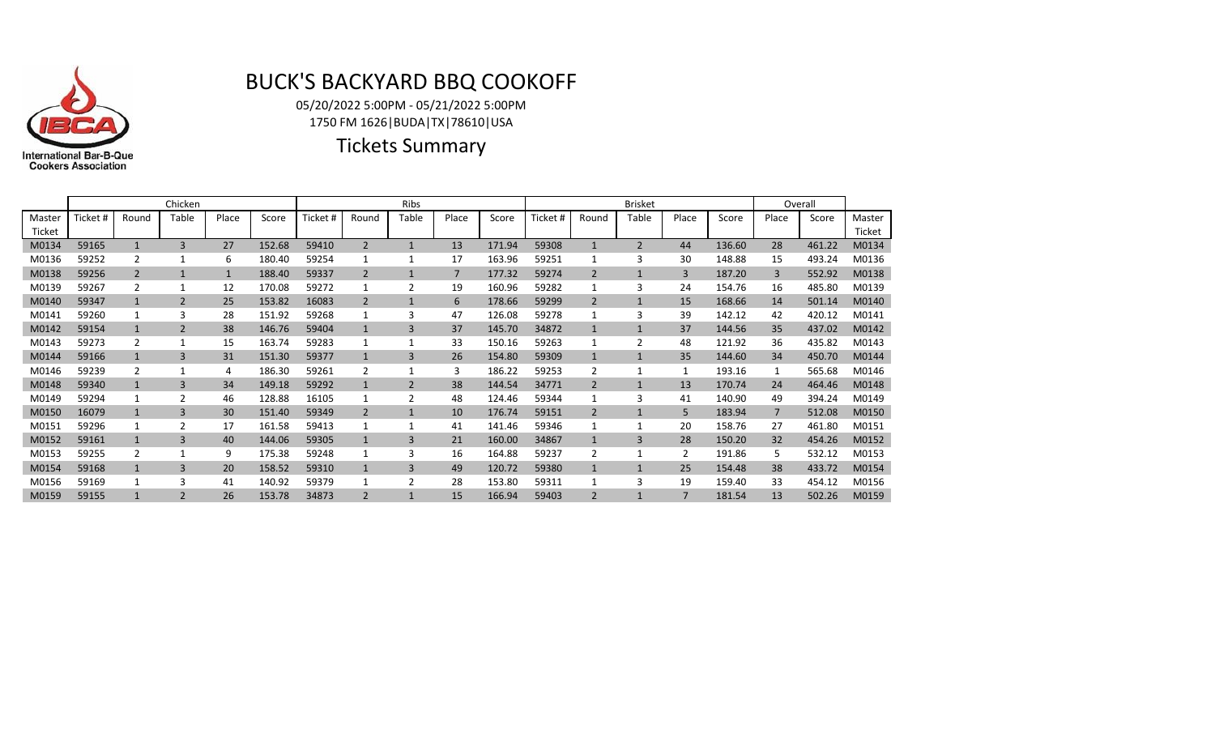# BUCK'S BACKYARD BBQ COOKOFF

05/20/2022 5:00PM - 05/21/2022 5:00PM
1750 FM 1626|BUDA|TX|78610|USA

## Tickets Summary

| | Chicken | | | | | Ribs | | | | | Brisket | | | | | Overall | | |
|---|---|---|---|---|---|---|---|---|---|---|---|---|---|---|---|---|---|---|
| Master Ticket | Ticket # | Round | Table | Place | Score | Ticket # | Round | Table | Place | Score | Ticket # | Round | Table | Place | Score | Place | Score | Master Ticket |
| M0134 | 59165 | 1 | 3 | 27 | 152.68 | 59410 | 2 | 1 | 13 | 171.94 | 59308 | 1 | 2 | 44 | 136.60 | 28 | 461.22 | M0134 |
| M0136 | 59252 | 2 | 1 | 6 | 180.40 | 59254 | 1 | 1 | 17 | 163.96 | 59251 | 1 | 3 | 30 | 148.88 | 15 | 493.24 | M0136 |
| M0138 | 59256 | 2 | 1 | 1 | 188.40 | 59337 | 2 | 1 | 7 | 177.32 | 59274 | 2 | 1 | 3 | 187.20 | 3 | 552.92 | M0138 |
| M0139 | 59267 | 2 | 1 | 12 | 170.08 | 59272 | 1 | 2 | 19 | 160.96 | 59282 | 1 | 3 | 24 | 154.76 | 16 | 485.80 | M0139 |
| M0140 | 59347 | 1 | 2 | 25 | 153.82 | 16083 | 2 | 1 | 6 | 178.66 | 59299 | 2 | 1 | 15 | 168.66 | 14 | 501.14 | M0140 |
| M0141 | 59260 | 1 | 3 | 28 | 151.92 | 59268 | 1 | 3 | 47 | 126.08 | 59278 | 1 | 3 | 39 | 142.12 | 42 | 420.12 | M0141 |
| M0142 | 59154 | 1 | 2 | 38 | 146.76 | 59404 | 1 | 3 | 37 | 145.70 | 34872 | 1 | 1 | 37 | 144.56 | 35 | 437.02 | M0142 |
| M0143 | 59273 | 2 | 1 | 15 | 163.74 | 59283 | 1 | 1 | 33 | 150.16 | 59263 | 1 | 2 | 48 | 121.92 | 36 | 435.82 | M0143 |
| M0144 | 59166 | 1 | 3 | 31 | 151.30 | 59377 | 1 | 3 | 26 | 154.80 | 59309 | 1 | 1 | 35 | 144.60 | 34 | 450.70 | M0144 |
| M0146 | 59239 | 2 | 1 | 4 | 186.30 | 59261 | 2 | 1 | 3 | 186.22 | 59253 | 2 | 1 | 1 | 193.16 | 1 | 565.68 | M0146 |
| M0148 | 59340 | 1 | 3 | 34 | 149.18 | 59292 | 1 | 2 | 38 | 144.54 | 34771 | 2 | 1 | 13 | 170.74 | 24 | 464.46 | M0148 |
| M0149 | 59294 | 1 | 2 | 46 | 128.88 | 16105 | 1 | 2 | 48 | 124.46 | 59344 | 1 | 3 | 41 | 140.90 | 49 | 394.24 | M0149 |
| M0150 | 16079 | 1 | 3 | 30 | 151.40 | 59349 | 2 | 1 | 10 | 176.74 | 59151 | 2 | 1 | 5 | 183.94 | 7 | 512.08 | M0150 |
| M0151 | 59296 | 1 | 2 | 17 | 161.58 | 59413 | 1 | 1 | 41 | 141.46 | 59346 | 1 | 1 | 20 | 158.76 | 27 | 461.80 | M0151 |
| M0152 | 59161 | 1 | 3 | 40 | 144.06 | 59305 | 1 | 3 | 21 | 160.00 | 34867 | 1 | 3 | 28 | 150.20 | 32 | 454.26 | M0152 |
| M0153 | 59255 | 2 | 1 | 9 | 175.38 | 59248 | 1 | 3 | 16 | 164.88 | 59237 | 2 | 1 | 2 | 191.86 | 5 | 532.12 | M0153 |
| M0154 | 59168 | 1 | 3 | 20 | 158.52 | 59310 | 1 | 3 | 49 | 120.72 | 59380 | 1 | 1 | 25 | 154.48 | 38 | 433.72 | M0154 |
| M0156 | 59169 | 1 | 3 | 41 | 140.92 | 59379 | 1 | 2 | 28 | 153.80 | 59311 | 1 | 3 | 19 | 159.40 | 33 | 454.12 | M0156 |
| M0159 | 59155 | 1 | 2 | 26 | 153.78 | 34873 | 2 | 1 | 15 | 166.94 | 59403 | 2 | 1 | 7 | 181.54 | 13 | 502.26 | M0159 |